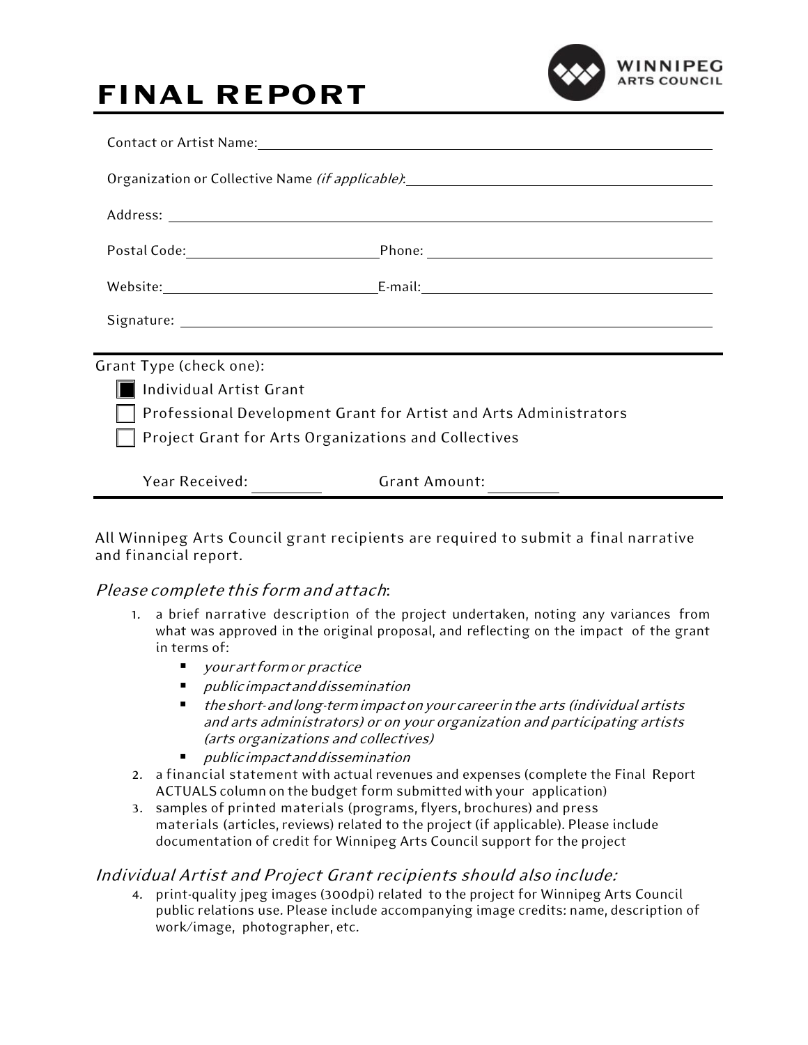# FINAL REPORT

WINNIPEG ARTS COUNCIL

Contact or Artist Name: ______________________________________________

Organization or Collective Name *(if applicable)*: ______________________________

Address: ______________________________________________

Postal Code: ____________________ Phone: ____________________

Website: ____________________ E-mail: ____________________

Signature: ______________________________________________

---

Grant Type (check one):

- [x] Individual Artist Grant
- [ ] Professional Development Grant for Artist and Arts Administrators
- [ ] Project Grant for Arts Organizations and Collectives

Year Received: __________ Grant Amount: __________

---

All Winnipeg Arts Council grant recipients are required to submit a final narrative and financial report.

### *Please complete this form and attach*:

1. a brief narrative description of the project undertaken, noting any variances from what was approved in the original proposal, and reflecting on the impact of the grant in terms of:
   - *your art form or practice*
   - *public impact and dissemination*
   - *the short- and long-term impact on your career in the arts (individual artists and arts administrators) or on your organization and participating artists (arts organizations and collectives)*
   - *public impact and dissemination*
2. a financial statement with actual revenues and expenses (complete the Final Report ACTUALS column on the budget form submitted with your application)
3. samples of printed materials (programs, flyers, brochures) and press materials (articles, reviews) related to the project (if applicable). Please include documentation of credit for Winnipeg Arts Council support for the project

### *Individual Artist and Project Grant recipients should also include:*

4. print-quality jpeg images (300dpi) related to the project for Winnipeg Arts Council public relations use. Please include accompanying image credits: name, description of work/image, photographer, etc.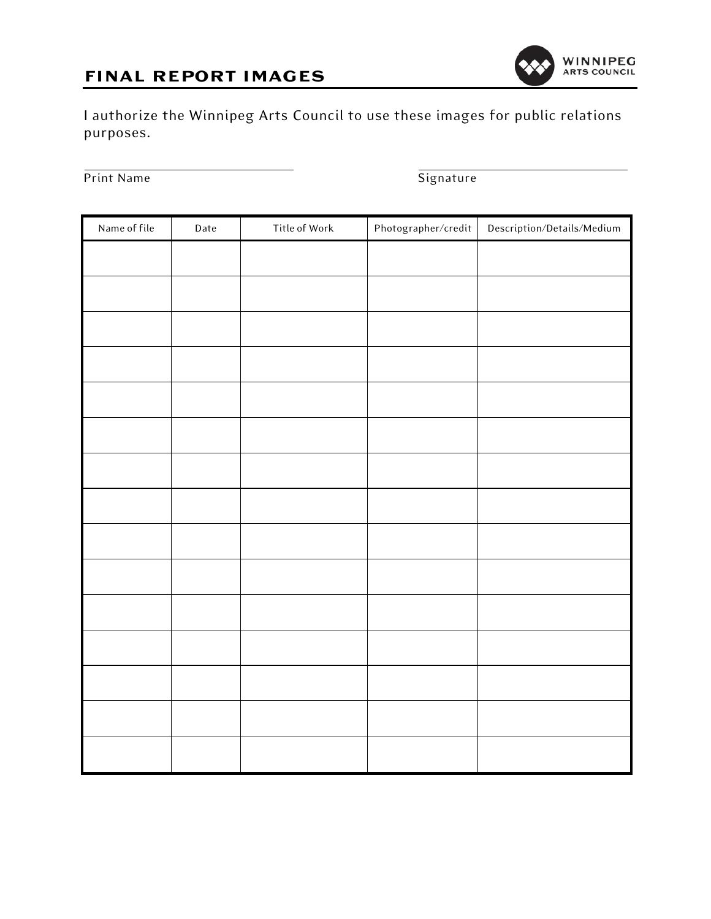# FINAL REPORT IMAGES

WINNIPEG ARTS COUNCIL

I authorize the Winnipeg Arts Council to use these images for public relations purposes.

Print Name ______________________ Signature ______________________

| Name of file | Date | Title of Work | Photographer/credit | Description/Details/Medium |
|---|---|---|---|---|
| | | | | |
| | | | | |
| | | | | |
| | | | | |
| | | | | |
| | | | | |
| | | | | |
| | | | | |
| | | | | |
| | | | | |
| | | | | |
| | | | | |
| | | | | |
| | | | | |
| | | | | |